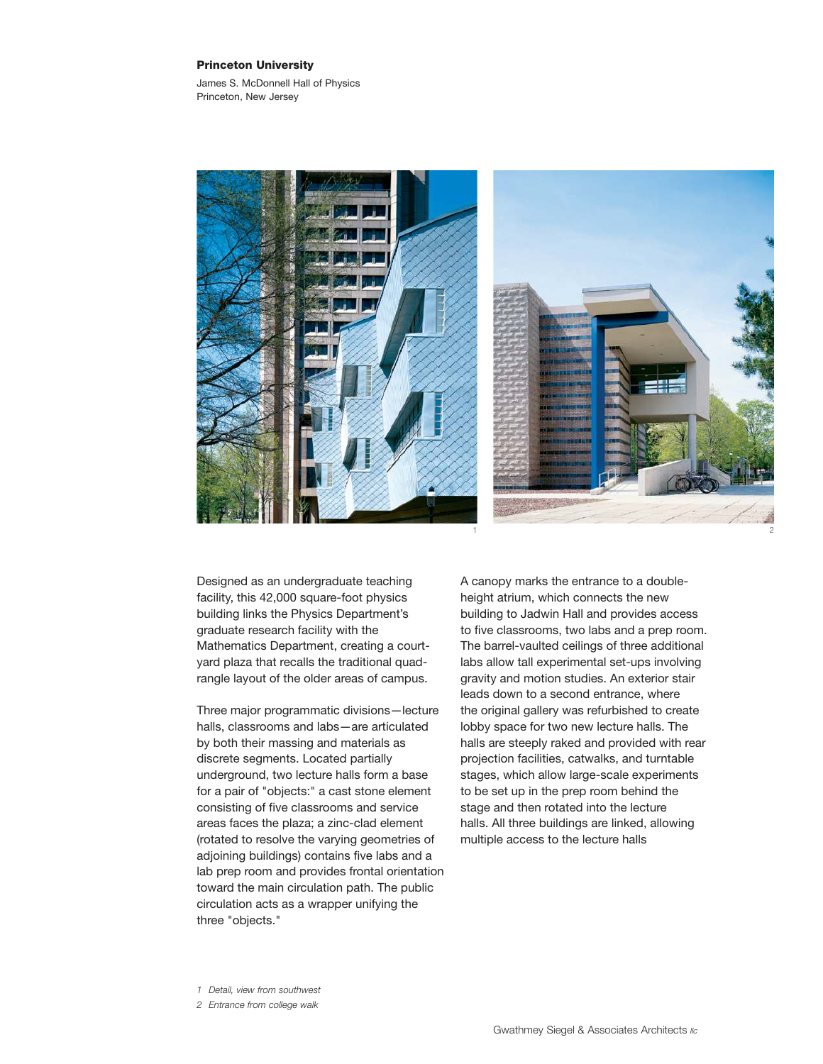**Princeton University**

James S. McDonnell Hall of Physics
Princeton, New Jersey

Designed as an undergraduate teaching facility, this 42,000 square-foot physics building links the Physics Department's graduate research facility with the Mathematics Department, creating a courtyard plaza that recalls the traditional quadrangle layout of the older areas of campus.

Three major programmatic divisions—lecture halls, classrooms and labs—are articulated by both their massing and materials as discrete segments. Located partially underground, two lecture halls form a base for a pair of "objects:" a cast stone element consisting of five classrooms and service areas faces the plaza; a zinc-clad element (rotated to resolve the varying geometries of adjoining buildings) contains five labs and a lab prep room and provides frontal orientation toward the main circulation path. The public circulation acts as a wrapper unifying the three "objects."

A canopy marks the entrance to a double-height atrium, which connects the new building to Jadwin Hall and provides access to five classrooms, two labs and a prep room. The barrel-vaulted ceilings of three additional labs allow tall experimental set-ups involving gravity and motion studies. An exterior stair leads down to a second entrance, where the original gallery was refurbished to create lobby space for two new lecture halls. The halls are steeply raked and provided with rear projection facilities, catwalks, and turntable stages, which allow large-scale experiments to be set up in the prep room behind the stage and then rotated into the lecture halls. All three buildings are linked, allowing multiple access to the lecture halls

*1 Detail, view from southwest*

*2 Entrance from college walk*

Gwathmey Siegel & Associates Architects *llc*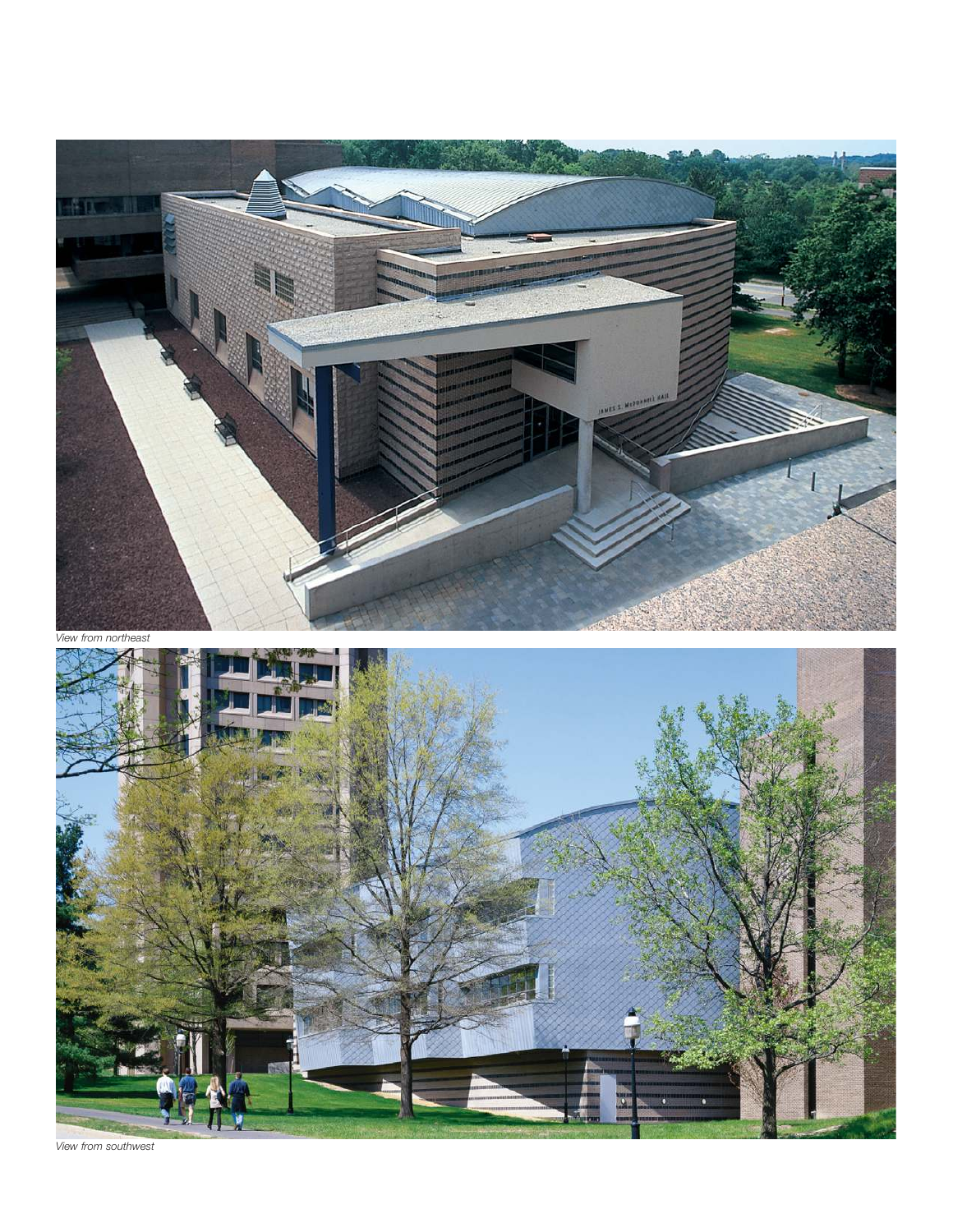View from northeast

View from southwest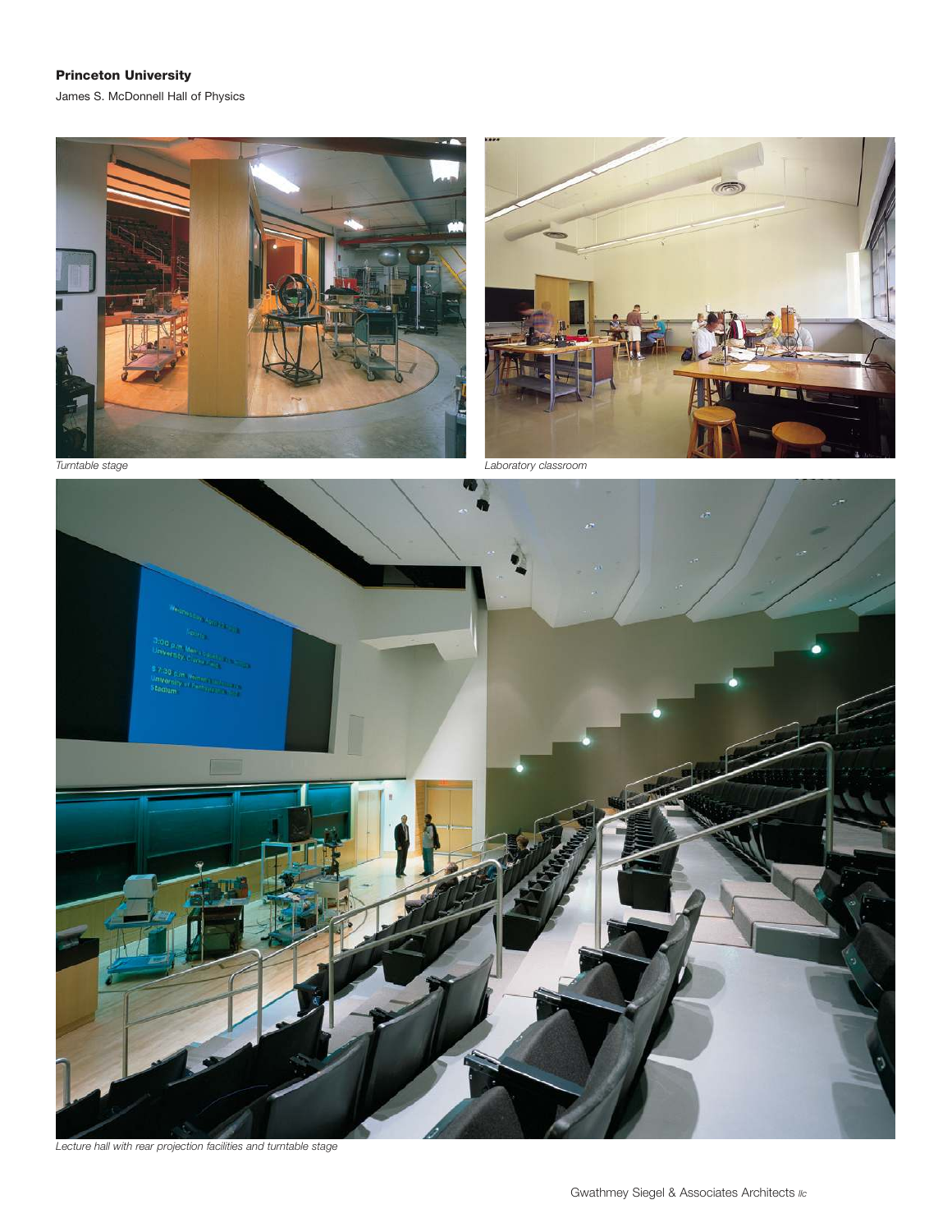**Princeton University**

James S. McDonnell Hall of Physics

*Turntable stage*

*Laboratory classroom*

*Lecture hall with rear projection facilities and turntable stage*

Gwathmey Siegel & Associates Architects *llc*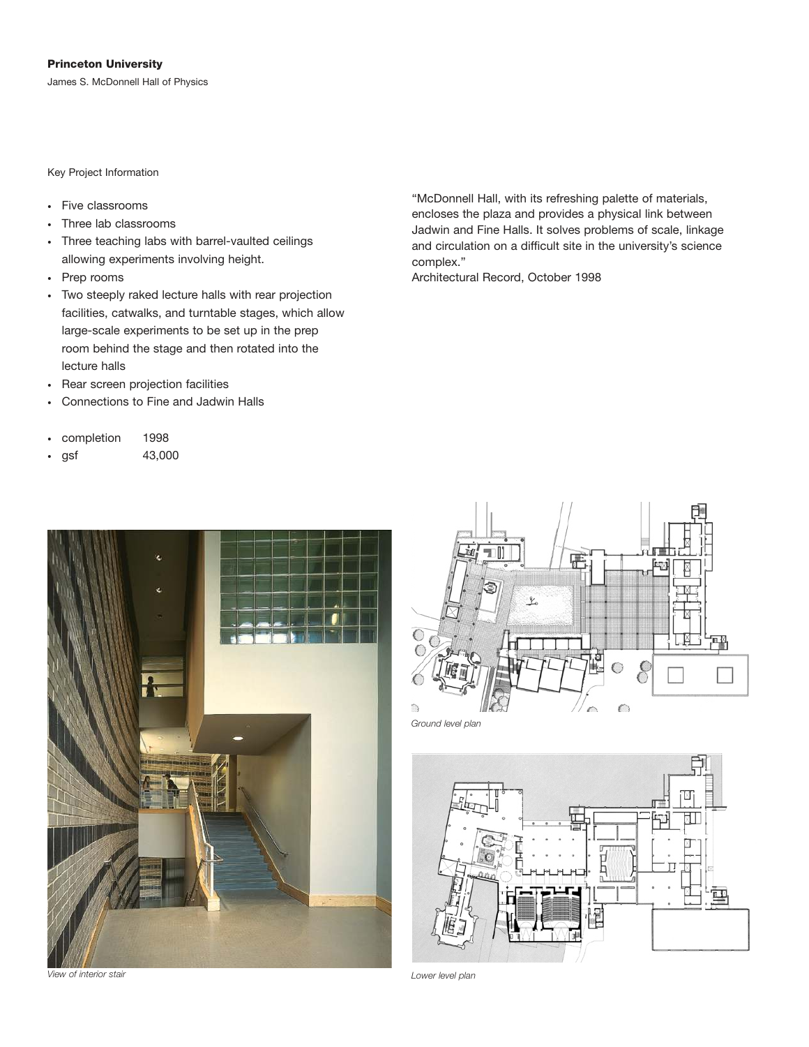**Princeton University**

James S. McDonnell Hall of Physics

Key Project Information

- Five classrooms
- Three lab classrooms
- Three teaching labs with barrel-vaulted ceilings allowing experiments involving height.
- Prep rooms
- Two steeply raked lecture halls with rear projection facilities, catwalks, and turntable stages, which allow large-scale experiments to be set up in the prep room behind the stage and then rotated into the lecture halls
- Rear screen projection facilities
- Connections to Fine and Jadwin Halls

- completion 1998
- gsf 43,000

"McDonnell Hall, with its refreshing palette of materials, encloses the plaza and provides a physical link between Jadwin and Fine Halls. It solves problems of scale, linkage and circulation on a difficult site in the university's science complex."
Architectural Record, October 1998

*View of interior stair*

*Ground level plan*

*Lower level plan*